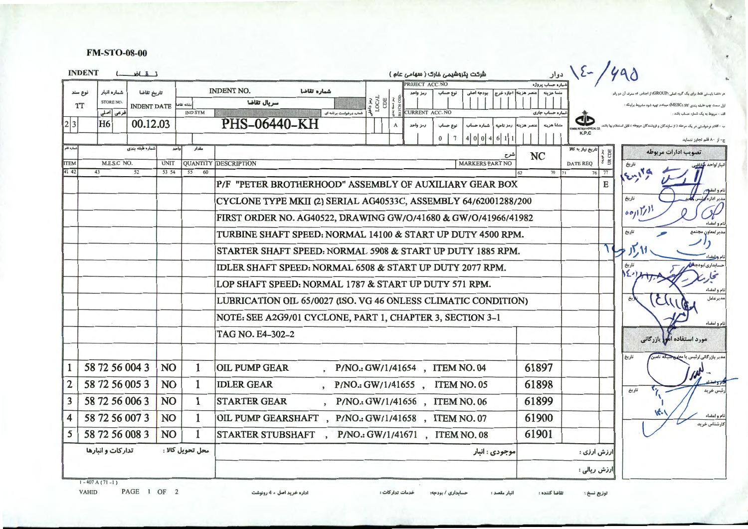FM-STO-08-00

**INDENT** تـقـاضـا

**شرکت پتروشیمی خارک ( سهامی عام )**

دوار ۱٤-/۶۹۵

| نوع سند | شماره انبار STORE NO. | تاریخ تقاضا INDENT DATE | INDENT NO. شماره تقاضا / سریال تقاضا | PROJECT ACC.NO / CURRENT ACC. NO |
|---|---|---|---|---|
| TT 2 3 | H6 | 00.12.03 | PHS-06440-KH | 0 7 4 0 0 4 6 1 1 |

K.P.C

هر تقاضا بایستی فقط برای یک گروه اصلی (GROUP) از اجناس که معرف آن دو رقم اول سمت چپ طبقه بندی کالا (MESC) میباشد تهیه شود مشروط براینکه :

الف - مربوط به یک شماره حساب باشد .

ب - اقلام درخواستی در یک مرحله ( از سازندگان و فروشندگان مربوطه ) قابل استعلام بها باشد .

ج - از ۸۰ قلم تجاوز ننماید

| ITEM شماره قلم | M.E.S.C NO. شماره طبقه بندی | UNIT واحد | QUANTITY مقدار | DESCRIPTION شرح | MARKERS PART NO (NC) | DATE REQ تاریخ نیاز به کالا | UR CDE |
|---|---|---|---|---|---|---|---|
| | | | | P/F "PETER BROTHERHOOD" ASSEMBLY OF AUXILIARY GEAR BOX | | | E |
| | | | | CYCLONE TYPE MKII (2) SERIAL AG40533C, ASSEMBLY 64/62001288/200 | | | |
| | | | | FIRST ORDER NO. AG40522, DRAWING GW/O/41680 & GW/O/41966/41982 | | | |
| | | | | TURBINE SHAFT SPEED: NORMAL 14100 & START UP DUTY 4500 RPM. | | | |
| | | | | STARTER SHAFT SPEED: NORMAL 5908 & START UP DUTY 1885 RPM. | | | |
| | | | | IDLER SHAFT SPEED: NORMAL 6508 & START UP DUTY 2077 RPM. | | | |
| | | | | LOP SHAFT SPEED: NORMAL 1787 & START UP DUTY 571 RPM. | | | |
| | | | | LUBRICATION OIL 65/0027 (ISO. VG 46 ONLESS CLIMATIC CONDITION) | | | |
| | | | | NOTE: SEE A2G9/01 CYCLONE, PART 1, CHAPTER 3, SECTION 3-1 | | | |
| | | | | TAG NO. E4-302-2 | | | |
| 1 | 58 72 56 004 3 | NO | 1 | OIL PUMP GEAR , P/NO.: GW/1/41654 , ITEM NO. 04 | 61897 | | |
| 2 | 58 72 56 005 3 | NO | 1 | IDLER GEAR , P/NO.: GW/1/41655 , ITEM NO. 05 | 61898 | | |
| 3 | 58 72 56 006 3 | NO | 1 | STARTER GEAR , P/NO.: GW/1/41656 , ITEM NO. 06 | 61899 | | |
| 4 | 58 72 56 007 3 | NO | 1 | OIL PUMP GEARSHAFT , P/NO.: GW/1/41658 , ITEM NO. 07 | 61900 | | |
| 5 | 58 72 56 008 3 | NO | 1 | STARTER STUBSHAFT , P/NO.: GW/1/41671 , ITEM NO. 08 | 61901 | | |

محل تحویل کالا : تدارکات و انبارها

موجودی : انبار

ارزش ارزی :

ارزش ریالی :

**تصویب ادارات مربوطه**

انبار/واحد متقاضی — تاریخ ۱٤/۱۲/۳ — نام و امضاء

مدیر اداره/رئیس واحد — تاریخ ۰۰/۱۲/۱۱ — نام و امضاء

مدیر/معاون مجتمع — تاریخ ۱۱/۱۲/۱۶ — نام و امضاء

حسابداری/بودجه — تاریخ ۱٤۰۱/۰۲/۰۸ — تجارت — نام و امضاء

مدیرعامل — تاریخ — نام و امضاء

**مورد استفاده امور بازرگانی**

مدیر بازرگانی/رئیس یا معاون شبکه تامین — تاریخ — نام و امضاء

رئیس خرید — تاریخ — نام و امضاء

کارشناس خرید

1 - 407 A (71 -1)

VAHID

توزیع نسخ : تقاضا کننده : انبار مقصد : حسابداری / بودجه: خدمات تدارکات : اداره خرید اصل + 4 رونوشت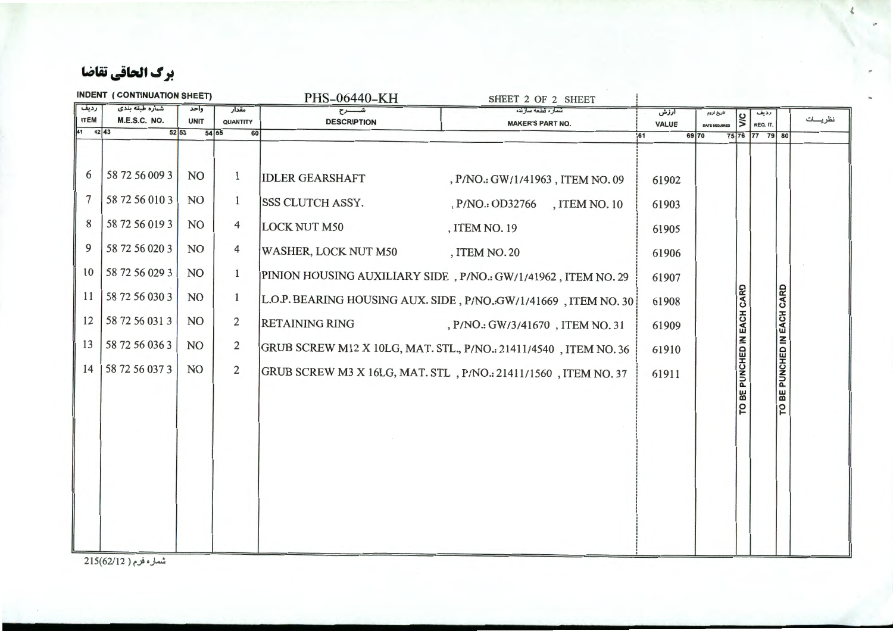# برگ الحاقی تقاضا

**INDENT (CONTINUATION SHEET)** PHS-06440-KH SHEET 2 OF 2 SHEET

| ردیف ITEM 41 42 | شماره طبقه بندی M.E.S.C. NO. 43 52 | واحد UNIT 53 54 | مقدار QUANTITY 55 60 | شـــرح DESCRIPTION | شماره قطعه سازنده MAKER'S PART NO. | ارزش VALUE 61 69 | تاریخ لزوم DATE REQUIRED 70 75 | V/C 76 | ردیف REQ. IT. 77 79 | 80 | نظریـات |
|---|---|---|---|---|---|---|---|---|---|---|---|
| 6 | 58 72 56 009 3 | NO | 1 | IDLER GEARSHAFT | , P/NO.: GW/1/41963 , ITEM NO. 09 | 61902 | | | | | |
| 7 | 58 72 56 010 3 | NO | 1 | SSS CLUTCH ASSY. | , P/NO.: OD32766 , ITEM NO. 10 | 61903 | | | | | |
| 8 | 58 72 56 019 3 | NO | 4 | LOCK NUT M50 | , ITEM NO. 19 | 61905 | | | | | |
| 9 | 58 72 56 020 3 | NO | 4 | WASHER, LOCK NUT M50 | , ITEM NO. 20 | 61906 | | | | | |
| 10 | 58 72 56 029 3 | NO | 1 | PINION HOUSING AUXILIARY SIDE | , P/NO.: GW/1/41962 , ITEM NO. 29 | 61907 | | | | | |
| 11 | 58 72 56 030 3 | NO | 1 | L.O.P. BEARING HOUSING AUX. SIDE | , P/NO.:GW/1/41669 , ITEM NO. 30 | 61908 | | TO BE PUNCHED IN EACH CARD | | TO BE PUNCHED IN EACH CARD | |
| 12 | 58 72 56 031 3 | NO | 2 | RETAINING RING | , P/NO.: GW/3/41670 , ITEM NO. 31 | 61909 | | | | | |
| 13 | 58 72 56 036 3 | NO | 2 | GRUB SCREW M12 X 10LG, MAT. STL. | , P/NO.: 21411/4540 , ITEM NO. 36 | 61910 | | | | | |
| 14 | 58 72 56 037 3 | NO | 2 | GRUB SCREW M3 X 16LG, MAT. STL | , P/NO.: 21411/1560 , ITEM NO. 37 | 61911 | | | | | |

شماره فرم ( 215(62/12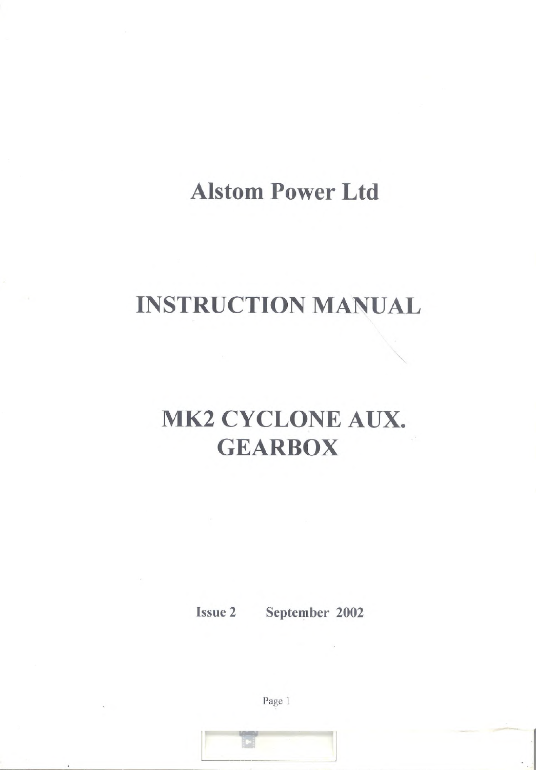# Alstom Power Ltd

# INSTRUCTION MANUAL

# MK2 CYCLONE AUX. GEARBOX

**Issue 2 September 2002**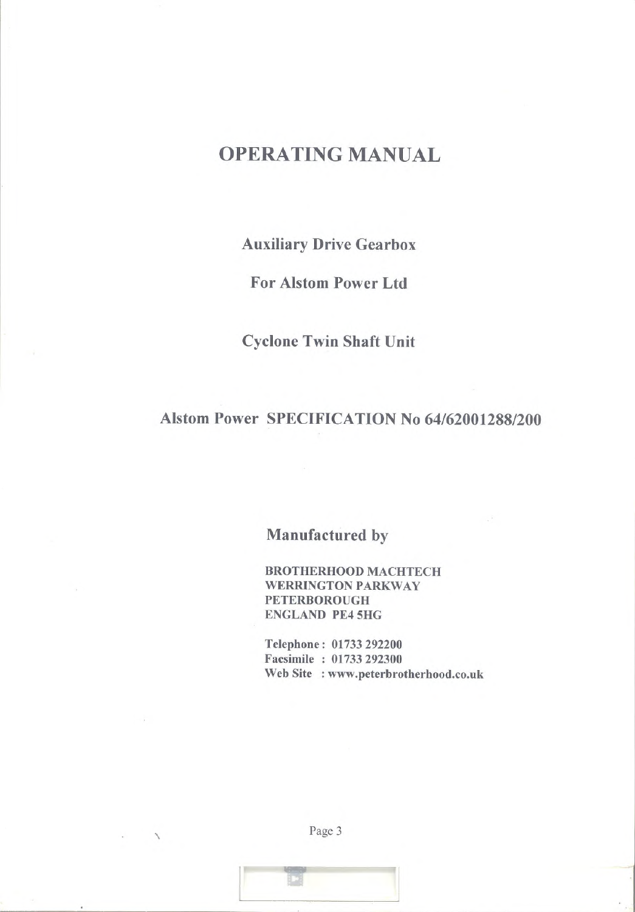# OPERATING MANUAL

## Auxiliary Drive Gearbox

## For Alstom Power Ltd

## Cyclone Twin Shaft Unit

## Alstom Power SPECIFICATION No 64/62001288/200

### Manufactured by

**BROTHERHOOD MACHTECH**
**WERRINGTON PARKWAY**
**PETERBOROUGH**
**ENGLAND PE4 5HG**

**Telephone : 01733 292200**
**Facsimile : 01733 292300**
**Web Site : www.peterbrotherhood.co.uk**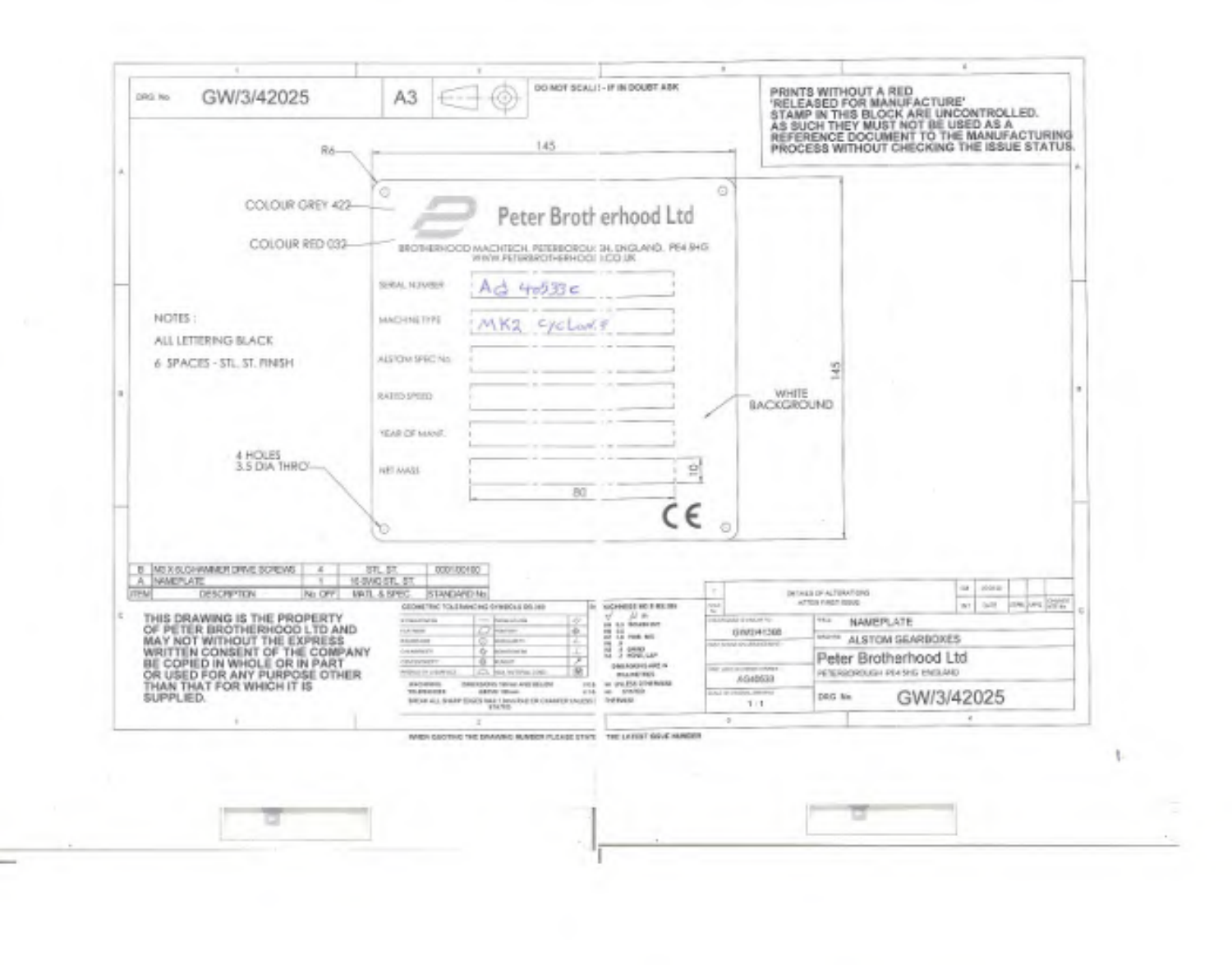DRG No GW/3/42025 | A3 | DO NOT SCALE - IF IN DOUBT ASK

**PRINTS WITHOUT A RED 'RELEASED FOR MANUFACTURE' STAMP IN THIS BLOCK ARE UNCONTROLLED. AS SUCH THEY MUST NOT BE USED AS A REFERENCE DOCUMENT TO THE MANUFACTURING PROCESS WITHOUT CHECKING THE ISSUE STATUS.**

R6

145

COLOUR GREY 422

COLOUR RED 032

Peter Brotherhood Ltd

BROTHERHOOD MACHTECH, PETERBOROUGH, ENGLAND. PE4 6HG
WWW.PETERBROTHERHOOD.CO.UK

SERIAL NUMBER: Ad 40533c

MACHINE TYPE: MK2 cyclone

ALSTOM SPEC No:

RATED SPEED:

YEAR OF MANF.:

NET MASS:

10

80

CE

145

WHITE BACKGROUND

NOTES :
ALL LETTERING BLACK
6 SPACES - STL. ST. FINISH

4 HOLES 3.5 DIA THRO'

| ITEM | DESCRIPTION | No OFF | MAT'L & SPEC | STANDARD No |
|---|---|---|---|---|
| B | M3 X 6LG HAMMER DRIVE SCREWS | 4 | STL. ST. | 0001/00100 |
| A | NAMEPLATE | 1 | 16 SWG STL. ST. | |

**THIS DRAWING IS THE PROPERTY OF PETER BROTHERHOOD LTD AND MAY NOT WITHOUT THE EXPRESS WRITTEN CONSENT OF THE COMPANY BE COPIED IN WHOLE OR IN PART OR USED FOR ANY PURPOSE OTHER THAN THAT FOR WHICH IT IS SUPPLIED.**

GEOMETRIC TOLERANCING SYMBOLS BS 308

DIMENSIONS ARE IN MILLIMETRES UNLESS OTHERWISE STATED

BREAK ALL SHARP EDGES UNLESS OTHERWISE STATED

DETAILS OF ALTERATIONS AFTER FIRST ISSUE

GW/04/1360

AG48533

1:1

TITLE: NAMEPLATE

ALSTOM GEARBOXES

Peter Brotherhood Ltd
PETERBOROUGH PE4 6HG ENGLAND

DRG No GW/3/42025

WHEN QUOTING THE DRAWING NUMBER PLEASE STATE THE LATEST ISSUE NUMBER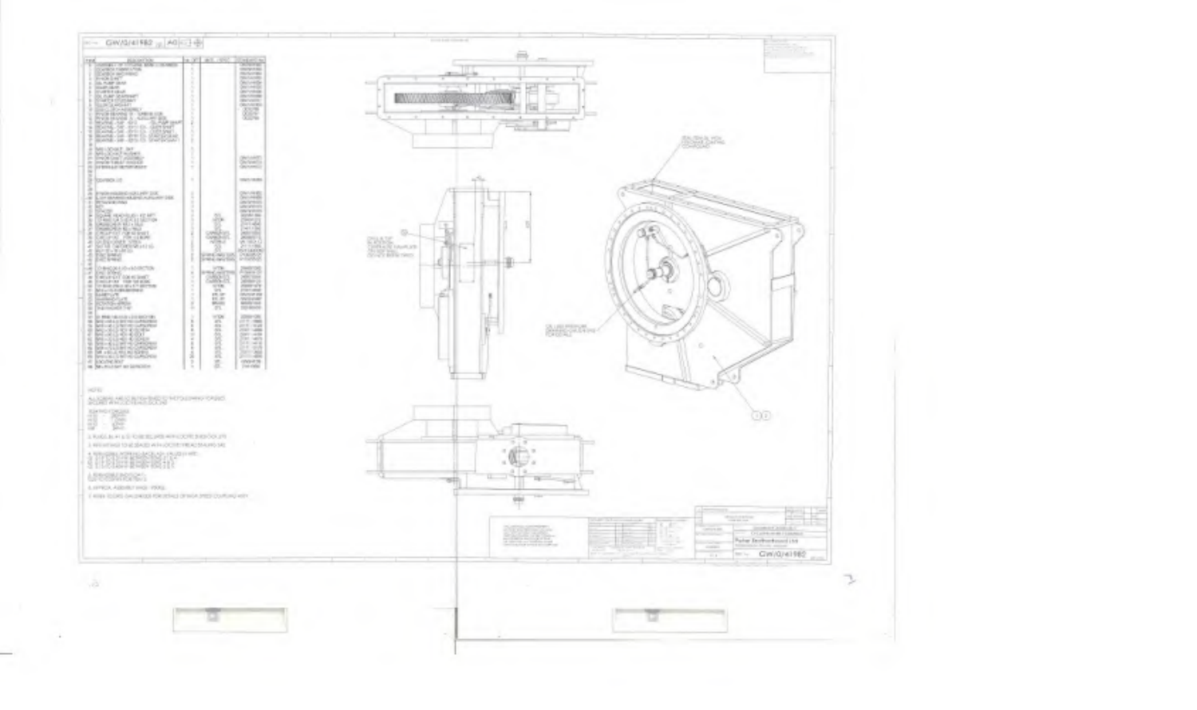GW/G/41980

NOTES

GW/G/41980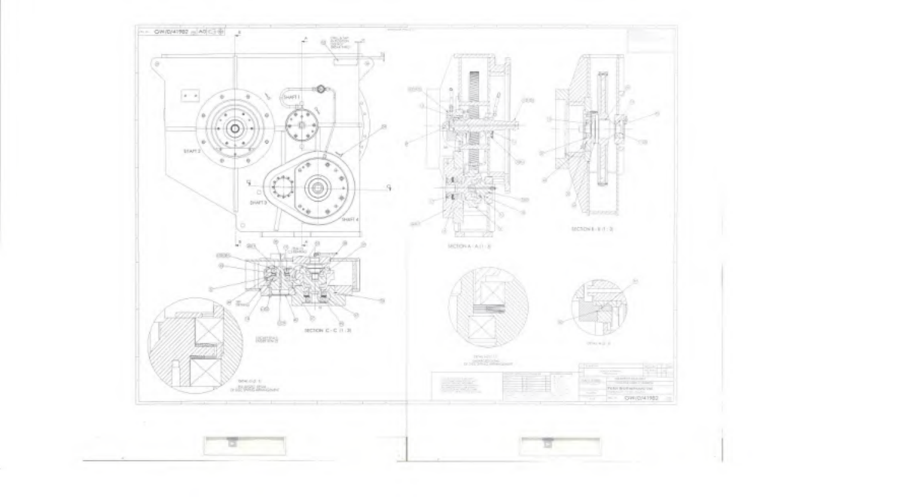QW/D/41982

SHAFT 1

SHAFT 2

SHAFT 3

SHAFT 4

SECTION C - C (1 : 3)

SECTION A - A (1 : 3)

SECTION B - B (1 : 3)

QW/D/41982